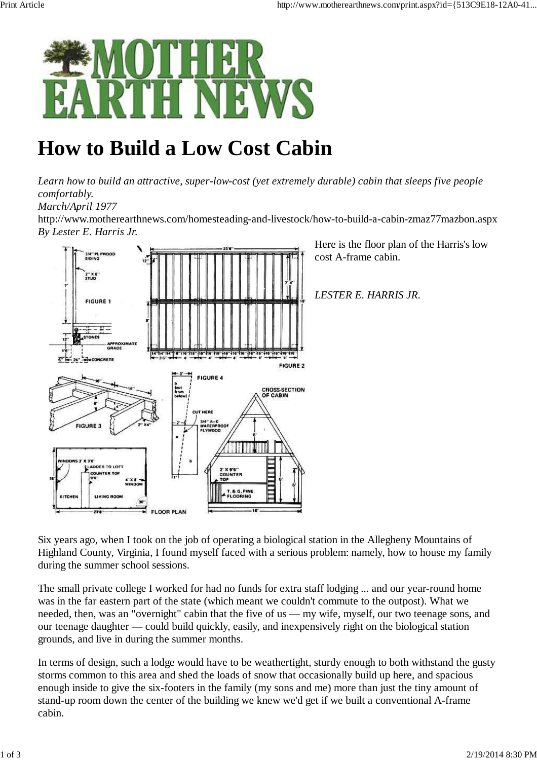# How to Build a Low Cost Cabin

*Learn how to build an attractive, super-low-cost (yet extremely durable) cabin that sleeps five people comfortably.*
*March/April 1977*
http://www.motherearthnews.com/homesteading-and-livestock/how-to-build-a-cabin-zmaz77mazbon.aspx
*By Lester E. Harris Jr.*

Here is the floor plan of the Harris's low cost A-frame cabin.

*LESTER E. HARRIS JR.*

Six years ago, when I took on the job of operating a biological station in the Allegheny Mountains of Highland County, Virginia, I found myself faced with a serious problem: namely, how to house my family during the summer school sessions.

The small private college I worked for had no funds for extra staff lodging ... and our year-round home was in the far eastern part of the state (which meant we couldn't commute to the outpost). What we needed, then, was an "overnight" cabin that the five of us — my wife, myself, our two teenage sons, and our teenage daughter — could build quickly, easily, and inexpensively right on the biological station grounds, and live in during the summer months.

In terms of design, such a lodge would have to be weathertight, sturdy enough to both withstand the gusty storms common to this area and shed the loads of snow that occasionally build up here, and spacious enough inside to give the six-footers in the family (my sons and me) more than just the tiny amount of stand-up room down the center of the building we knew we'd get if we built a conventional A-frame cabin.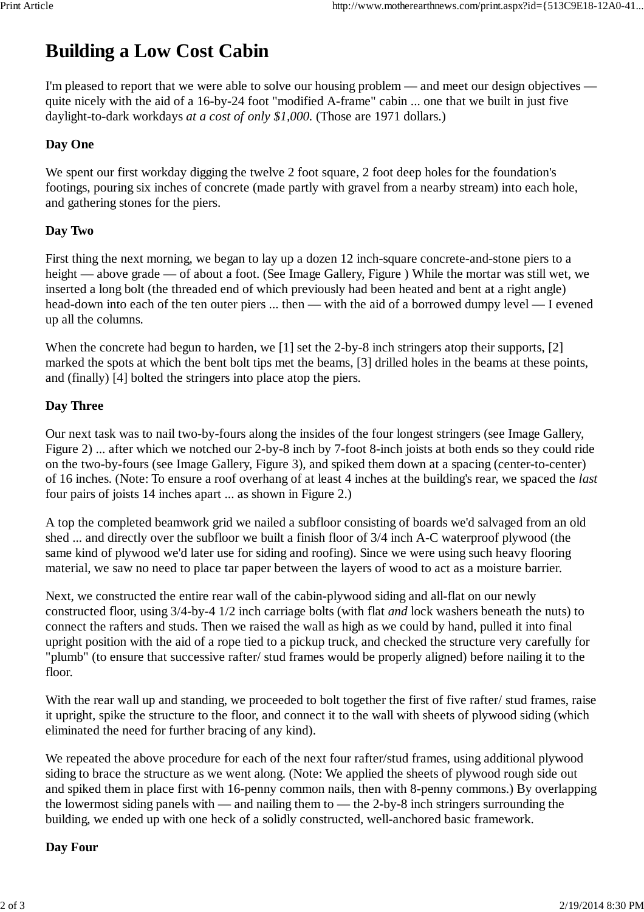# Building a Low Cost Cabin

I'm pleased to report that we were able to solve our housing problem — and meet our design objectives — quite nicely with the aid of a 16-by-24 foot "modified A-frame" cabin ... one that we built in just five daylight-to-dark workdays *at a cost of only $1,000.* (Those are 1971 dollars.)

**Day One**

We spent our first workday digging the twelve 2 foot square, 2 foot deep holes for the foundation's footings, pouring six inches of concrete (made partly with gravel from a nearby stream) into each hole, and gathering stones for the piers.

**Day Two**

First thing the next morning, we began to lay up a dozen 12 inch-square concrete-and-stone piers to a height — above grade — of about a foot. (See Image Gallery, Figure ) While the mortar was still wet, we inserted a long bolt (the threaded end of which previously had been heated and bent at a right angle) head-down into each of the ten outer piers ... then — with the aid of a borrowed dumpy level — I evened up all the columns.

When the concrete had begun to harden, we [1] set the 2-by-8 inch stringers atop their supports, [2] marked the spots at which the bent bolt tips met the beams, [3] drilled holes in the beams at these points, and (finally) [4] bolted the stringers into place atop the piers.

**Day Three**

Our next task was to nail two-by-fours along the insides of the four longest stringers (see Image Gallery, Figure 2) ... after which we notched our 2-by-8 inch by 7-foot 8-inch joists at both ends so they could ride on the two-by-fours (see Image Gallery, Figure 3), and spiked them down at a spacing (center-to-center) of 16 inches. (Note: To ensure a roof overhang of at least 4 inches at the building's rear, we spaced the *last* four pairs of joists 14 inches apart ... as shown in Figure 2.)

A top the completed beamwork grid we nailed a subfloor consisting of boards we'd salvaged from an old shed ... and directly over the subfloor we built a finish floor of 3/4 inch A-C waterproof plywood (the same kind of plywood we'd later use for siding and roofing). Since we were using such heavy flooring material, we saw no need to place tar paper between the layers of wood to act as a moisture barrier.

Next, we constructed the entire rear wall of the cabin-plywood siding and all-flat on our newly constructed floor, using 3/4-by-4 1/2 inch carriage bolts (with flat *and* lock washers beneath the nuts) to connect the rafters and studs. Then we raised the wall as high as we could by hand, pulled it into final upright position with the aid of a rope tied to a pickup truck, and checked the structure very carefully for "plumb" (to ensure that successive rafter/ stud frames would be properly aligned) before nailing it to the floor.

With the rear wall up and standing, we proceeded to bolt together the first of five rafter/ stud frames, raise it upright, spike the structure to the floor, and connect it to the wall with sheets of plywood siding (which eliminated the need for further bracing of any kind).

We repeated the above procedure for each of the next four rafter/stud frames, using additional plywood siding to brace the structure as we went along. (Note: We applied the sheets of plywood rough side out and spiked them in place first with 16-penny common nails, then with 8-penny commons.) By overlapping the lowermost siding panels with — and nailing them to — the 2-by-8 inch stringers surrounding the building, we ended up with one heck of a solidly constructed, well-anchored basic framework.

**Day Four**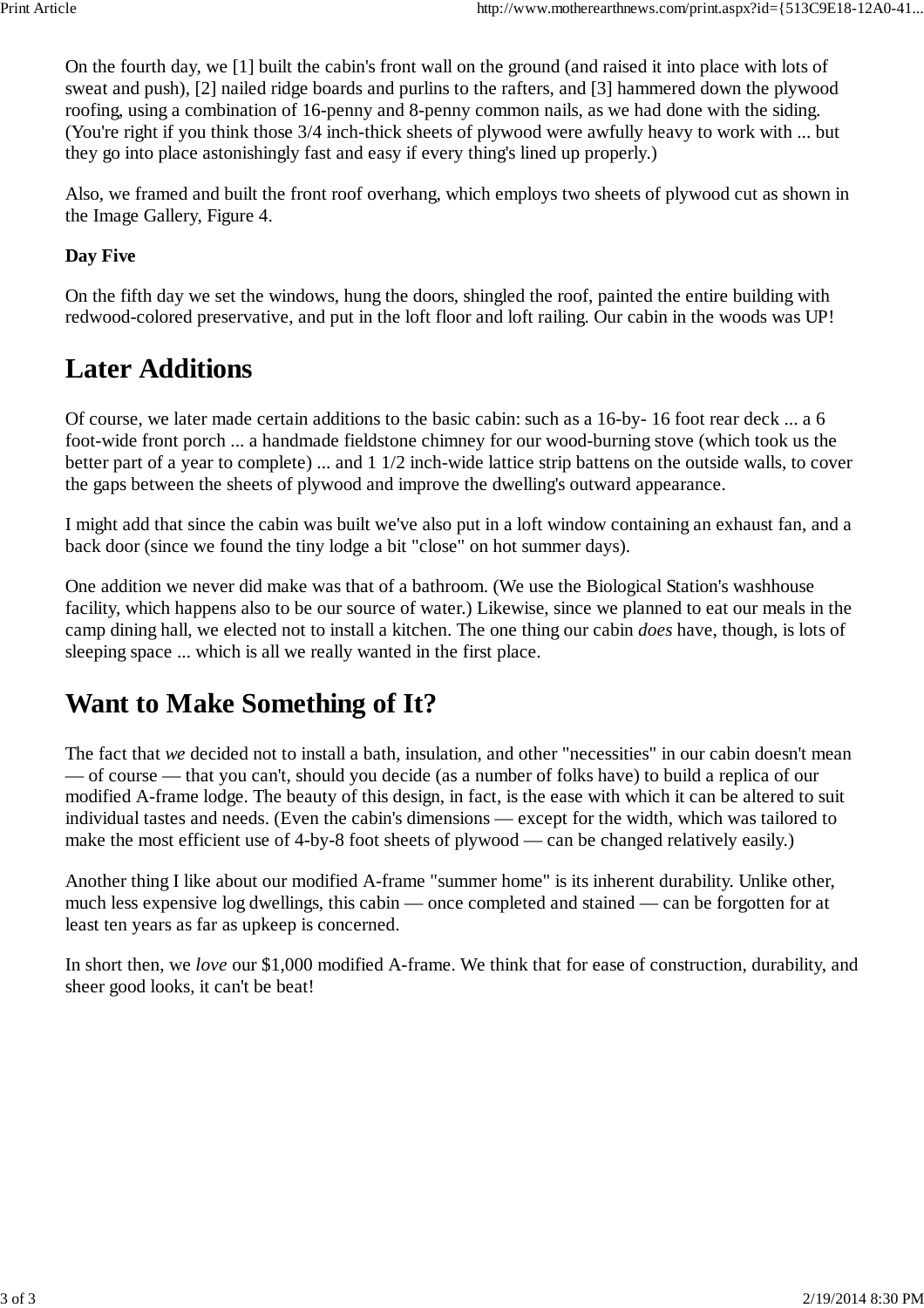On the fourth day, we [1] built the cabin's front wall on the ground (and raised it into place with lots of sweat and push), [2] nailed ridge boards and purlins to the rafters, and [3] hammered down the plywood roofing, using a combination of 16-penny and 8-penny common nails, as we had done with the siding. (You're right if you think those 3/4 inch-thick sheets of plywood were awfully heavy to work with ... but they go into place astonishingly fast and easy if every thing's lined up properly.)

Also, we framed and built the front roof overhang, which employs two sheets of plywood cut as shown in the Image Gallery, Figure 4.

**Day Five**

On the fifth day we set the windows, hung the doors, shingled the roof, painted the entire building with redwood-colored preservative, and put in the loft floor and loft railing. Our cabin in the woods was UP!

# Later Additions

Of course, we later made certain additions to the basic cabin: such as a 16-by- 16 foot rear deck ... a 6 foot-wide front porch ... a handmade fieldstone chimney for our wood-burning stove (which took us the better part of a year to complete) ... and 1 1/2 inch-wide lattice strip battens on the outside walls, to cover the gaps between the sheets of plywood and improve the dwelling's outward appearance.

I might add that since the cabin was built we've also put in a loft window containing an exhaust fan, and a back door (since we found the tiny lodge a bit "close" on hot summer days).

One addition we never did make was that of a bathroom. (We use the Biological Station's washhouse facility, which happens also to be our source of water.) Likewise, since we planned to eat our meals in the camp dining hall, we elected not to install a kitchen. The one thing our cabin *does* have, though, is lots of sleeping space ... which is all we really wanted in the first place.

# Want to Make Something of It?

The fact that *we* decided not to install a bath, insulation, and other "necessities" in our cabin doesn't mean — of course — that you can't, should you decide (as a number of folks have) to build a replica of our modified A-frame lodge. The beauty of this design, in fact, is the ease with which it can be altered to suit individual tastes and needs. (Even the cabin's dimensions — except for the width, which was tailored to make the most efficient use of 4-by-8 foot sheets of plywood — can be changed relatively easily.)

Another thing I like about our modified A-frame "summer home" is its inherent durability. Unlike other, much less expensive log dwellings, this cabin — once completed and stained — can be forgotten for at least ten years as far as upkeep is concerned.

In short then, we *love* our $1,000 modified A-frame. We think that for ease of construction, durability, and sheer good looks, it can't be beat!